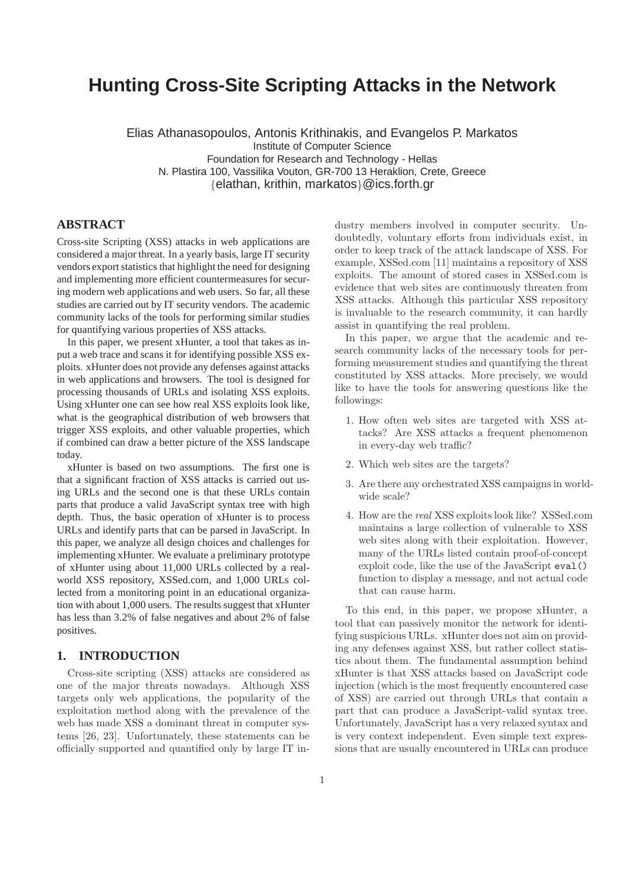# Hunting Cross-Site Scripting Attacks in the Network

Elias Athanasopoulos, Antonis Krithinakis, and Evangelos P. Markatos
Institute of Computer Science
Foundation for Research and Technology - Hellas
N. Plastira 100, Vassilika Vouton, GR-700 13 Heraklion, Crete, Greece
{elathan, krithin, markatos}@ics.forth.gr

## ABSTRACT

Cross-site Scripting (XSS) attacks in web applications are considered a major threat. In a yearly basis, large IT security vendors export statistics that highlight the need for designing and implementing more efficient countermeasures for securing modern web applications and web users. So far, all these studies are carried out by IT security vendors. The academic community lacks of the tools for performing similar studies for quantifying various properties of XSS attacks.

In this paper, we present xHunter, a tool that takes as input a web trace and scans it for identifying possible XSS exploits. xHunter does not provide any defenses against attacks in web applications and browsers. The tool is designed for processing thousands of URLs and isolating XSS exploits. Using xHunter one can see how real XSS exploits look like, what is the geographical distribution of web browsers that trigger XSS exploits, and other valuable properties, which if combined can draw a better picture of the XSS landscape today.

xHunter is based on two assumptions. The first one is that a significant fraction of XSS attacks is carried out using URLs and the second one is that these URLs contain parts that produce a valid JavaScript syntax tree with high depth. Thus, the basic operation of xHunter is to process URLs and identify parts that can be parsed in JavaScript. In this paper, we analyze all design choices and challenges for implementing xHunter. We evaluate a preliminary prototype of xHunter using about 11,000 URLs collected by a real-world XSS repository, XSSed.com, and 1,000 URLs collected from a monitoring point in an educational organization with about 1,000 users. The results suggest that xHunter has less than 3.2% of false negatives and about 2% of false positives.

## 1. INTRODUCTION

Cross-site scripting (XSS) attacks are considered as one of the major threats nowadays. Although XSS targets only web applications, the popularity of the exploitation method along with the prevalence of the web has made XSS a dominant threat in computer systems [26, 23]. Unfortunately, these statements can be officially supported and quantified only by large IT industry members involved in computer security. Undoubtedly, voluntary efforts from individuals exist, in order to keep track of the attack landscape of XSS. For example, XSSed.com [11] maintains a repository of XSS exploits. The amount of stored cases in XSSed.com is evidence that web sites are continuously threaten from XSS attacks. Although this particular XSS repository is invaluable to the research community, it can hardly assist in quantifying the real problem.

In this paper, we argue that the academic and research community lacks of the necessary tools for performing measurement studies and quantifying the threat constituted by XSS attacks. More precisely, we would like to have the tools for answering questions like the followings:

1. How often web sites are targeted with XSS attacks? Are XSS attacks a frequent phenomenon in every-day web traffic?
2. Which web sites are the targets?
3. Are there any orchestrated XSS campaigns in world-wide scale?
4. How are the *real* XSS exploits look like? XSSed.com maintains a large collection of vulnerable to XSS web sites along with their exploitation. However, many of the URLs listed contain proof-of-concept exploit code, like the use of the JavaScript `eval()` function to display a message, and not actual code that can cause harm.

To this end, in this paper, we propose xHunter, a tool that can passively monitor the network for identifying suspicious URLs. xHunter does not aim on providing any defenses against XSS, but rather collect statistics about them. The fundamental assumption behind xHunter is that XSS attacks based on JavaScript code injection (which is the most frequently encountered case of XSS) are carried out through URLs that contain a part that can produce a JavaScript-valid syntax tree. Unfortunately, JavaScript has a very relaxed syntax and is very context independent. Even simple text expressions that are usually encountered in URLs can produce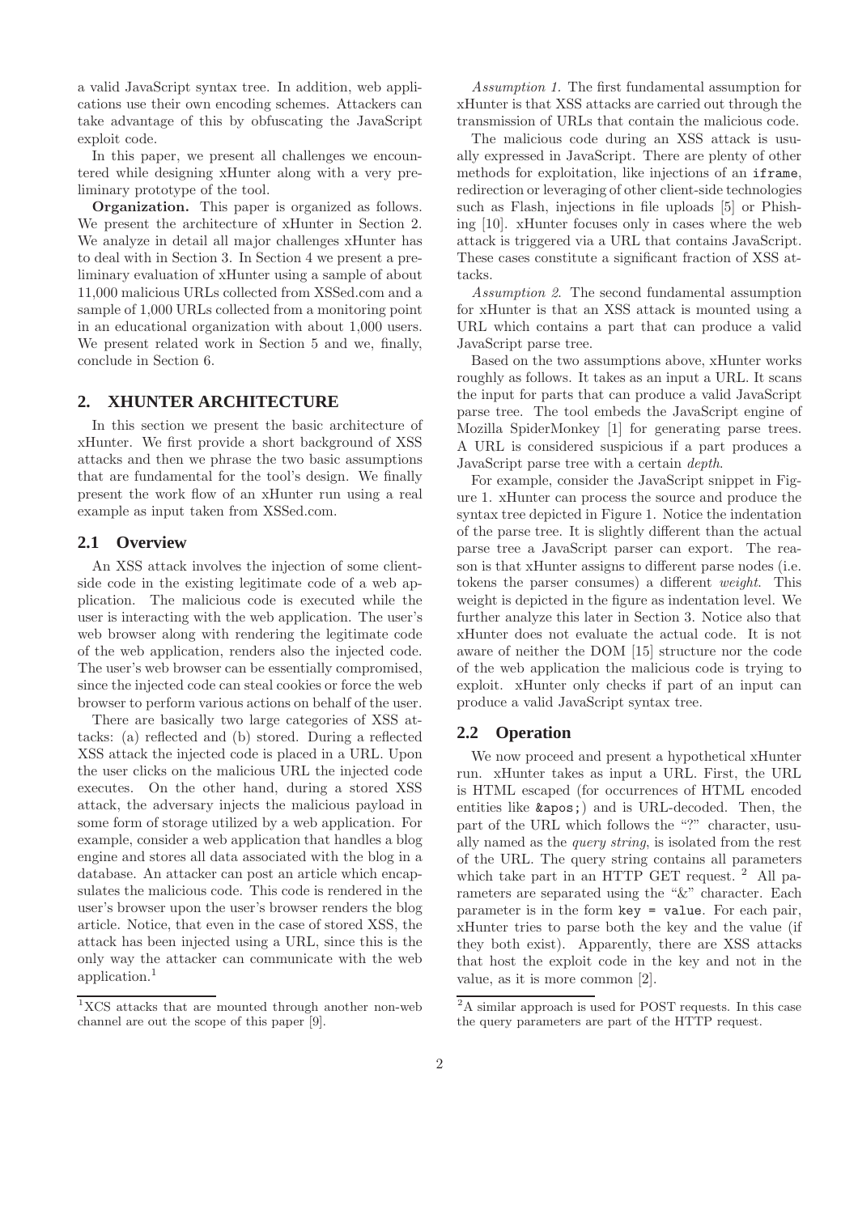a valid JavaScript syntax tree. In addition, web applications use their own encoding schemes. Attackers can take advantage of this by obfuscating the JavaScript exploit code.

In this paper, we present all challenges we encountered while designing xHunter along with a very preliminary prototype of the tool.

**Organization.** This paper is organized as follows. We present the architecture of xHunter in Section 2. We analyze in detail all major challenges xHunter has to deal with in Section 3. In Section 4 we present a preliminary evaluation of xHunter using a sample of about 11,000 malicious URLs collected from XSSed.com and a sample of 1,000 URLs collected from a monitoring point in an educational organization with about 1,000 users. We present related work in Section 5 and we, finally, conclude in Section 6.

## 2. XHUNTER ARCHITECTURE

In this section we present the basic architecture of xHunter. We first provide a short background of XSS attacks and then we phrase the two basic assumptions that are fundamental for the tool's design. We finally present the work flow of an xHunter run using a real example as input taken from XSSed.com.

### 2.1 Overview

An XSS attack involves the injection of some client-side code in the existing legitimate code of a web application. The malicious code is executed while the user is interacting with the web application. The user's web browser along with rendering the legitimate code of the web application, renders also the injected code. The user's web browser can be essentially compromised, since the injected code can steal cookies or force the web browser to perform various actions on behalf of the user.

There are basically two large categories of XSS attacks: (a) reflected and (b) stored. During a reflected XSS attack the injected code is placed in a URL. Upon the user clicks on the malicious URL the injected code executes. On the other hand, during a stored XSS attack, the adversary injects the malicious payload in some form of storage utilized by a web application. For example, consider a web application that handles a blog engine and stores all data associated with the blog in a database. An attacker can post an article which encapsulates the malicious code. This code is rendered in the user's browser upon the user's browser renders the blog article. Notice, that even in the case of stored XSS, the attack has been injected using a URL, since this is the only way the attacker can communicate with the web application.[1]

[1] XCS attacks that are mounted through another non-web channel are out the scope of this paper [9].

*Assumption 1.* The first fundamental assumption for xHunter is that XSS attacks are carried out through the transmission of URLs that contain the malicious code.

The malicious code during an XSS attack is usually expressed in JavaScript. There are plenty of other methods for exploitation, like injections of an `iframe`, redirection or leveraging of other client-side technologies such as Flash, injections in file uploads [5] or Phishing [10]. xHunter focuses only in cases where the web attack is triggered via a URL that contains JavaScript. These cases constitute a significant fraction of XSS attacks.

*Assumption 2.* The second fundamental assumption for xHunter is that an XSS attack is mounted using a URL which contains a part that can produce a valid JavaScript parse tree.

Based on the two assumptions above, xHunter works roughly as follows. It takes as an input a URL. It scans the input for parts that can produce a valid JavaScript parse tree. The tool embeds the JavaScript engine of Mozilla SpiderMonkey [1] for generating parse trees. A URL is considered suspicious if a part produces a JavaScript parse tree with a certain *depth*.

For example, consider the JavaScript snippet in Figure 1. xHunter can process the source and produce the syntax tree depicted in Figure 1. Notice the indentation of the parse tree. It is slightly different than the actual parse tree a JavaScript parser can export. The reason is that xHunter assigns to different parse nodes (i.e. tokens the parser consumes) a different *weight*. This weight is depicted in the figure as indentation level. We further analyze this later in Section 3. Notice also that xHunter does not evaluate the actual code. It is not aware of neither the DOM [15] structure nor the code of the web application the malicious code is trying to exploit. xHunter only checks if part of an input can produce a valid JavaScript syntax tree.

### 2.2 Operation

We now proceed and present a hypothetical xHunter run. xHunter takes as input a URL. First, the URL is HTML escaped (for occurrences of HTML encoded entities like `&apos;`) and is URL-decoded. Then, the part of the URL which follows the "?" character, usually named as the *query string*, is isolated from the rest of the URL. The query string contains all parameters which take part in an HTTP GET request. [2] All parameters are separated using the "&" character. Each parameter is in the form `key = value`. For each pair, xHunter tries to parse both the key and the value (if they both exist). Apparently, there are XSS attacks that host the exploit code in the key and not in the value, as it is more common [2].

[2] A similar approach is used for POST requests. In this case the query parameters are part of the HTTP request.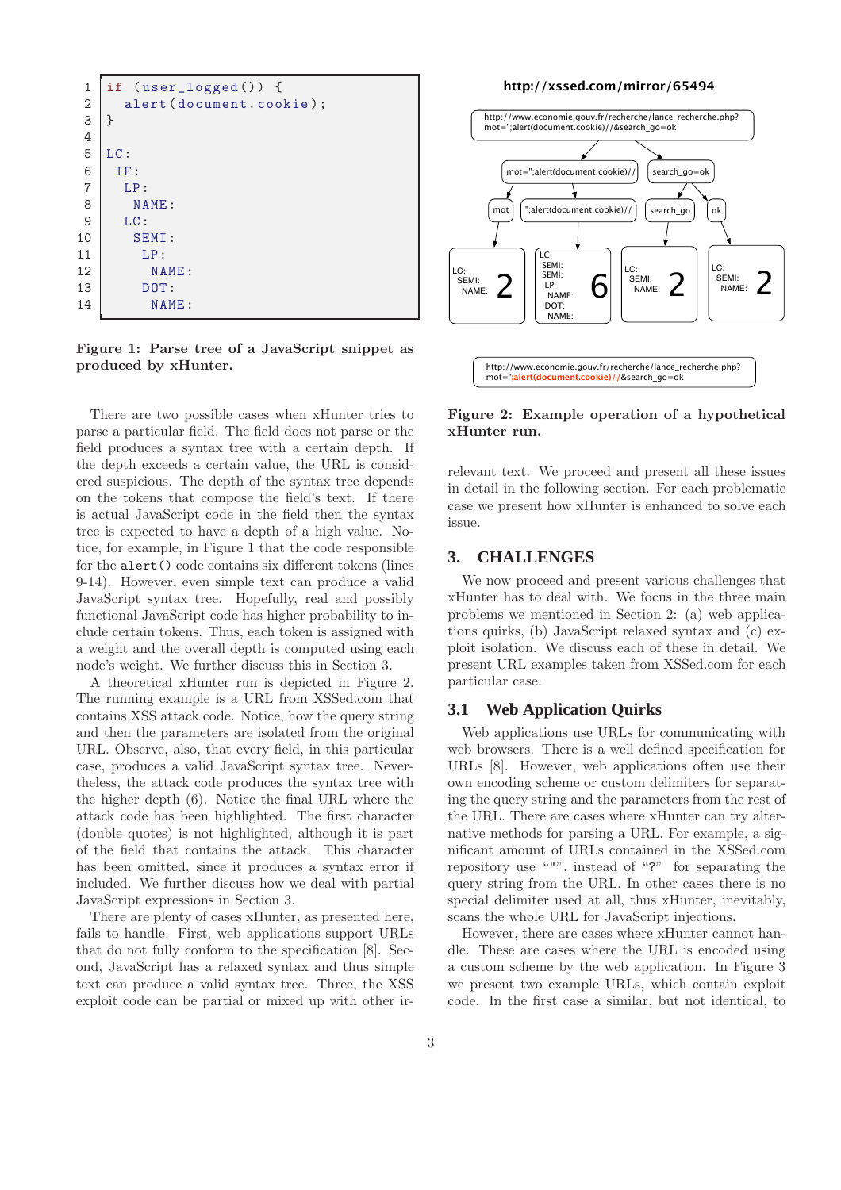```
1  if (user_logged()) {
2    alert(document.cookie);
3  }
4
5  LC:
6   IF:
7    LP:
8     NAME:
9    LC:
10    SEMI:
11     LP:
12      NAME:
13     DOT:
14      NAME:
```

**Figure 1: Parse tree of a JavaScript snippet as produced by xHunter.**

There are two possible cases when xHunter tries to parse a particular field. The field does not parse or the field produces a syntax tree with a certain depth. If the depth exceeds a certain value, the URL is considered suspicious. The depth of the syntax tree depends on the tokens that compose the field's text. If there is actual JavaScript code in the field then the syntax tree is expected to have a depth of a high value. Notice, for example, in Figure 1 that the code responsible for the `alert()` code contains six different tokens (lines 9-14). However, even simple text can produce a valid JavaScript syntax tree. Hopefully, real and possibly functional JavaScript code has higher probability to include certain tokens. Thus, each token is assigned with a weight and the overall depth is computed using each node's weight. We further discuss this in Section 3.

A theoretical xHunter run is depicted in Figure 2. The running example is a URL from XSSed.com that contains XSS attack code. Notice, how the query string and then the parameters are isolated from the original URL. Observe, also, that every field, in this particular case, produces a valid JavaScript syntax tree. Nevertheless, the attack code produces the syntax tree with the higher depth (6). Notice the final URL where the attack code has been highlighted. The first character (double quotes) is not highlighted, although it is part of the field that contains the attack. This character has been omitted, since it produces a syntax error if included. We further discuss how we deal with partial JavaScript expressions in Section 3.

There are plenty of cases xHunter, as presented here, fails to handle. First, web applications support URLs that do not fully conform to the specification [8]. Second, JavaScript has a relaxed syntax and thus simple text can produce a valid syntax tree. Three, the XSS exploit code can be partial or mixed up with other irrelevant text. We proceed and present all these issues in detail in the following section. For each problematic case we present how xHunter is enhanced to solve each issue.

**http://xssed.com/mirror/65494**

```
http://www.economie.gouv.fr/recherche/lance_recherche.php?mot=";alert(document.cookie)//&search_go=ok

mot=";alert(document.cookie)//        search_go=ok

mot    ";alert(document.cookie)//     search_go    ok

LC:            LC:              LC:            LC:
 SEMI:          SEMI:            SEMI:          SEMI:
  NAME:  2      SEMI:             NAME:  2       NAME:  2
                 LP:
                  NAME:   6
                 DOT:
                  NAME:

http://www.economie.gouv.fr/recherche/lance_recherche.php?mot=";alert(document.cookie)//&search_go=ok
```

**Figure 2: Example operation of a hypothetical xHunter run.**

## 3. CHALLENGES

We now proceed and present various challenges that xHunter has to deal with. We focus in the three main problems we mentioned in Section 2: (a) web applications quirks, (b) JavaScript relaxed syntax and (c) exploit isolation. We discuss each of these in detail. We present URL examples taken from XSSed.com for each particular case.

### 3.1 Web Application Quirks

Web applications use URLs for communicating with web browsers. There is a well defined specification for URLs [8]. However, web applications often use their own encoding scheme or custom delimiters for separating the query string and the parameters from the rest of the URL. There are cases where xHunter can try alternative methods for parsing a URL. For example, a significant amount of URLs contained in the XSSed.com repository use """", instead of "?" for separating the query string from the URL. In other cases there is no special delimiter used at all, thus xHunter, inevitably, scans the whole URL for JavaScript injections.

However, there are cases where xHunter cannot handle. These are cases where the URL is encoded using a custom scheme by the web application. In Figure 3 we present two example URLs, which contain exploit code. In the first case a similar, but not identical, to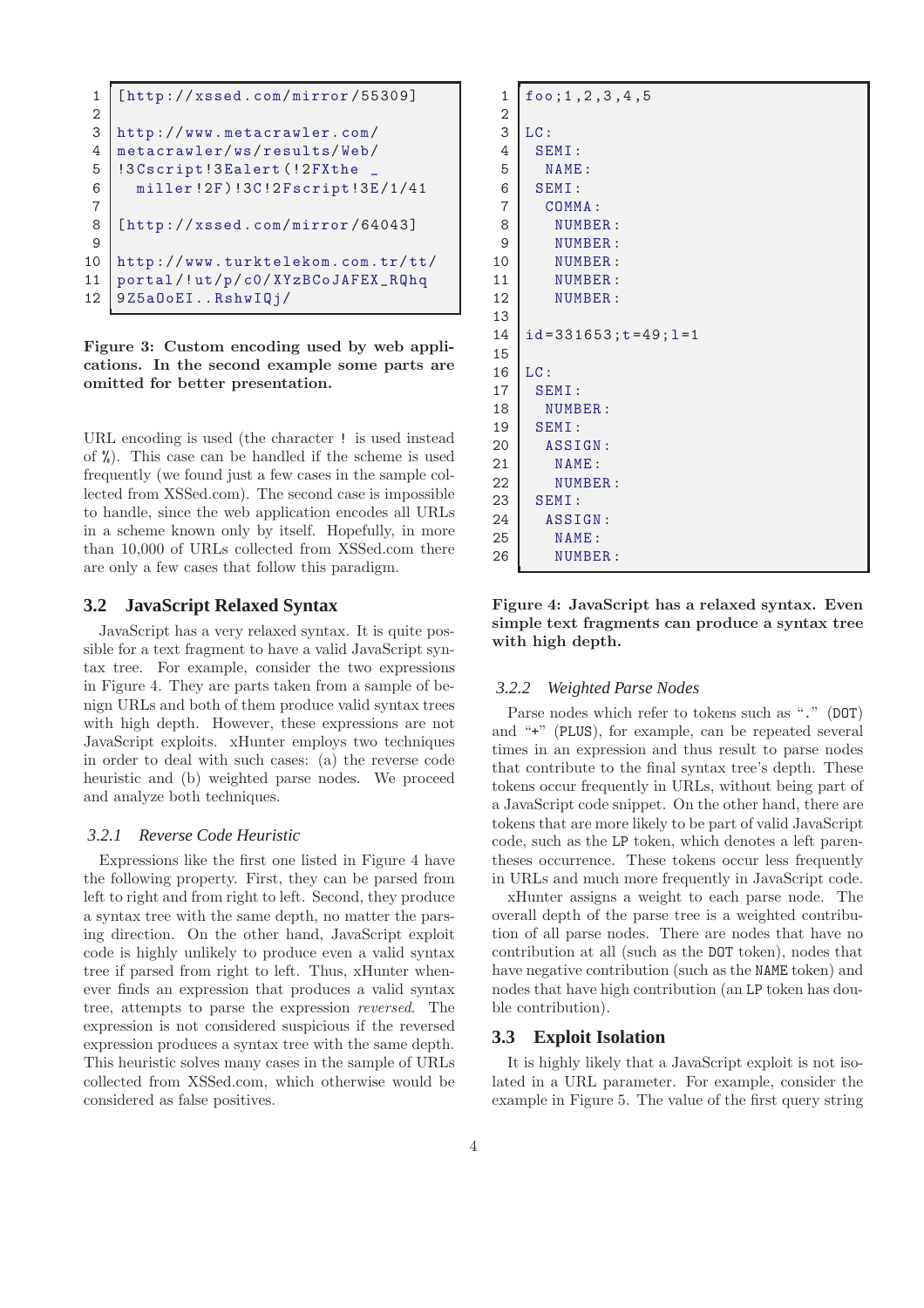```
[http://xssed.com/mirror/55309]

http://www.metacrawler.com/
metacrawler/ws/results/Web/
!3Cscript!3Ealert(!2FXthe _
  miller!2F)!3C!2Fscript!3E/1/41

[http://xssed.com/mirror/64043]

http://www.turktelekom.com.tr/tt/
portal/!ut/p/c0/XYzBCoJAFEX_RQhq
9Z5a0oEI..RshwIQj/
```

**Figure 3: Custom encoding used by web applications. In the second example some parts are omitted for better presentation.**

URL encoding is used (the character `!` is used instead of `%`). This case can be handled if the scheme is used frequently (we found just a few cases in the sample collected from XSSed.com). The second case is impossible to handle, since the web application encodes all URLs in a scheme known only by itself. Hopefully, in more than 10,000 of URLs collected from XSSed.com there are only a few cases that follow this paradigm.

## 3.2 JavaScript Relaxed Syntax

JavaScript has a very relaxed syntax. It is quite possible for a text fragment to have a valid JavaScript syntax tree. For example, consider the two expressions in Figure 4. They are parts taken from a sample of benign URLs and both of them produce valid syntax trees with high depth. However, these expressions are not JavaScript exploits. xHunter employs two techniques in order to deal with such cases: (a) the reverse code heuristic and (b) weighted parse nodes. We proceed and analyze both techniques.

### 3.2.1 Reverse Code Heuristic

Expressions like the first one listed in Figure 4 have the following property. First, they can be parsed from left to right and from right to left. Second, they produce a syntax tree with the same depth, no matter the parsing direction. On the other hand, JavaScript exploit code is highly unlikely to produce even a valid syntax tree if parsed from right to left. Thus, xHunter whenever finds an expression that produces a valid syntax tree, attempts to parse the expression *reversed*. The expression is not considered suspicious if the reversed expression produces a syntax tree with the same depth. This heuristic solves many cases in the sample of URLs collected from XSSed.com, which otherwise would be considered as false positives.

```
foo;1,2,3,4,5

LC:
 SEMI:
  NAME:
 SEMI:
  COMMA:
   NUMBER:
   NUMBER:
   NUMBER:
   NUMBER:
   NUMBER:

id=331653;t=49;l=1

LC:
 SEMI:
  NUMBER:
 SEMI:
  ASSIGN:
   NAME:
   NUMBER:
 SEMI:
  ASSIGN:
   NAME:
   NUMBER:
```

**Figure 4: JavaScript has a relaxed syntax. Even simple text fragments can produce a syntax tree with high depth.**

### 3.2.2 Weighted Parse Nodes

Parse nodes which refer to tokens such as "." (`DOT`) and "+" (`PLUS`), for example, can be repeated several times in an expression and thus result to parse nodes that contribute to the final syntax tree's depth. These tokens occur frequently in URLs, without being part of a JavaScript code snippet. On the other hand, there are tokens that are more likely to be part of valid JavaScript code, such as the `LP` token, which denotes a left parentheses occurrence. These tokens occur less frequently in URLs and much more frequently in JavaScript code.

xHunter assigns a weight to each parse node. The overall depth of the parse tree is a weighted contribution of all parse nodes. There are nodes that have no contribution at all (such as the `DOT` token), nodes that have negative contribution (such as the `NAME` token) and nodes that have high contribution (an `LP` token has double contribution).

## 3.3 Exploit Isolation

It is highly likely that a JavaScript exploit is not isolated in a URL parameter. For example, consider the example in Figure 5. The value of the first query string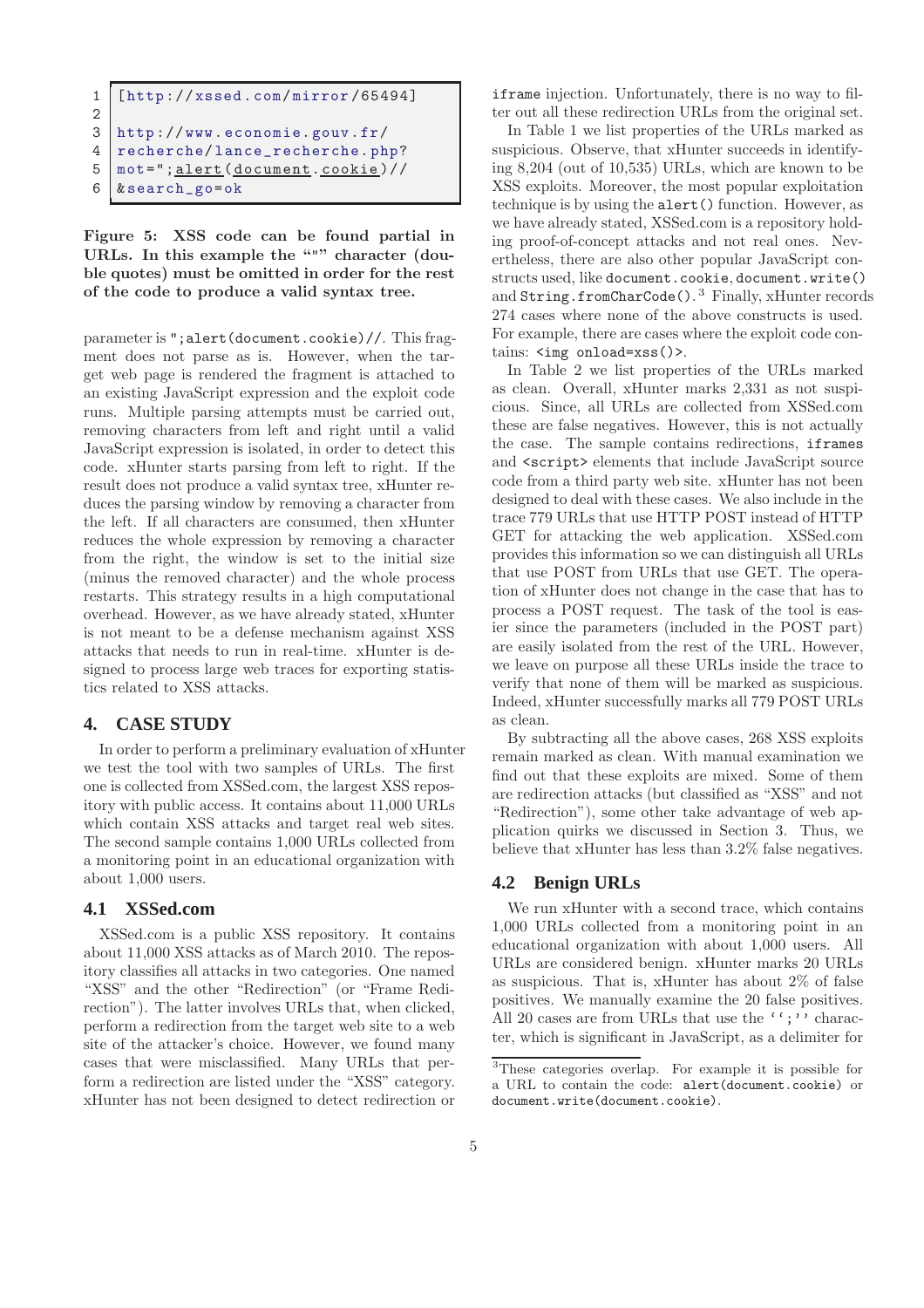```
1 [http://xssed.com/mirror/65494]
2
3 http://www.economie.gouv.fr/
4 recherche/lance_recherche.php?
5 mot=";alert(document.cookie)//
6 &search_go=ok
```

**Figure 5: XSS code can be found partial in URLs. In this example the """ character (double quotes) must be omitted in order for the rest of the code to produce a valid syntax tree.**

parameter is `";alert(document.cookie)//`. This fragment does not parse as is. However, when the target web page is rendered the fragment is attached to an existing JavaScript expression and the exploit code runs. Multiple parsing attempts must be carried out, removing characters from left and right until a valid JavaScript expression is isolated, in order to detect this code. xHunter starts parsing from left to right. If the result does not produce a valid syntax tree, xHunter reduces the parsing window by removing a character from the left. If all characters are consumed, then xHunter reduces the whole expression by removing a character from the right, the window is set to the initial size (minus the removed character) and the whole process restarts. This strategy results in a high computational overhead. However, as we have already stated, xHunter is not meant to be a defense mechanism against XSS attacks that needs to run in real-time. xHunter is designed to process large web traces for exporting statistics related to XSS attacks.

## 4. CASE STUDY

In order to perform a preliminary evaluation of xHunter we test the tool with two samples of URLs. The first one is collected from XSSed.com, the largest XSS repository with public access. It contains about 11,000 URLs which contain XSS attacks and target real web sites. The second sample contains 1,000 URLs collected from a monitoring point in an educational organization with about 1,000 users.

### 4.1 XSSed.com

XSSed.com is a public XSS repository. It contains about 11,000 XSS attacks as of March 2010. The repository classifies all attacks in two categories. One named "XSS" and the other "Redirection" (or "Frame Redirection"). The latter involves URLs that, when clicked, perform a redirection from the target web site to a web site of the attacker's choice. However, we found many cases that were misclassified. Many URLs that perform a redirection are listed under the "XSS" category. xHunter has not been designed to detect redirection or `iframe` injection. Unfortunately, there is no way to filter out all these redirection URLs from the original set.

In Table 1 we list properties of the URLs marked as suspicious. Observe, that xHunter succeeds in identifying 8,204 (out of 10,535) URLs, which are known to be XSS exploits. Moreover, the most popular exploitation technique is by using the `alert()` function. However, as we have already stated, XSSed.com is a repository holding proof-of-concept attacks and not real ones. Nevertheless, there are also other popular JavaScript constructs used, like `document.cookie`, `document.write()` and `String.fromCharCode()`.[3] Finally, xHunter records 274 cases where none of the above constructs is used. For example, there are cases where the exploit code contains: `<img onload=xss()>`.

In Table 2 we list properties of the URLs marked as clean. Overall, xHunter marks 2,331 as not suspicious. Since, all URLs are collected from XSSed.com these are false negatives. However, this is not actually the case. The sample contains redirections, `iframes` and `<script>` elements that include JavaScript source code from a third party web site. xHunter has not been designed to deal with these cases. We also include in the trace 779 URLs that use HTTP POST instead of HTTP GET for attacking the web application. XSSed.com provides this information so we can distinguish all URLs that use POST from URLs that use GET. The operation of xHunter does not change in the case that has to process a POST request. The task of the tool is easier since the parameters (included in the POST part) are easily isolated from the rest of the URL. However, we leave on purpose all these URLs inside the trace to verify that none of them will be marked as suspicious. Indeed, xHunter successfully marks all 779 POST URLs as clean.

By subtracting all the above cases, 268 XSS exploits remain marked as clean. With manual examination we find out that these exploits are mixed. Some of them are redirection attacks (but classified as "XSS" and not "Redirection"), some other take advantage of web application quirks we discussed in Section 3. Thus, we believe that xHunter has less than 3.2% false negatives.

### 4.2 Benign URLs

We run xHunter with a second trace, which contains 1,000 URLs collected from a monitoring point in an educational organization with about 1,000 users. All URLs are considered benign. xHunter marks 20 URLs as suspicious. That is, xHunter has about 2% of false positives. We manually examine the 20 false positives. All 20 cases are from URLs that use the ``;'' character, which is significant in JavaScript, as a delimiter for

[3]These categories overlap. For example it is possible for a URL to contain the code: `alert(document.cookie)` or `document.write(document.cookie)`.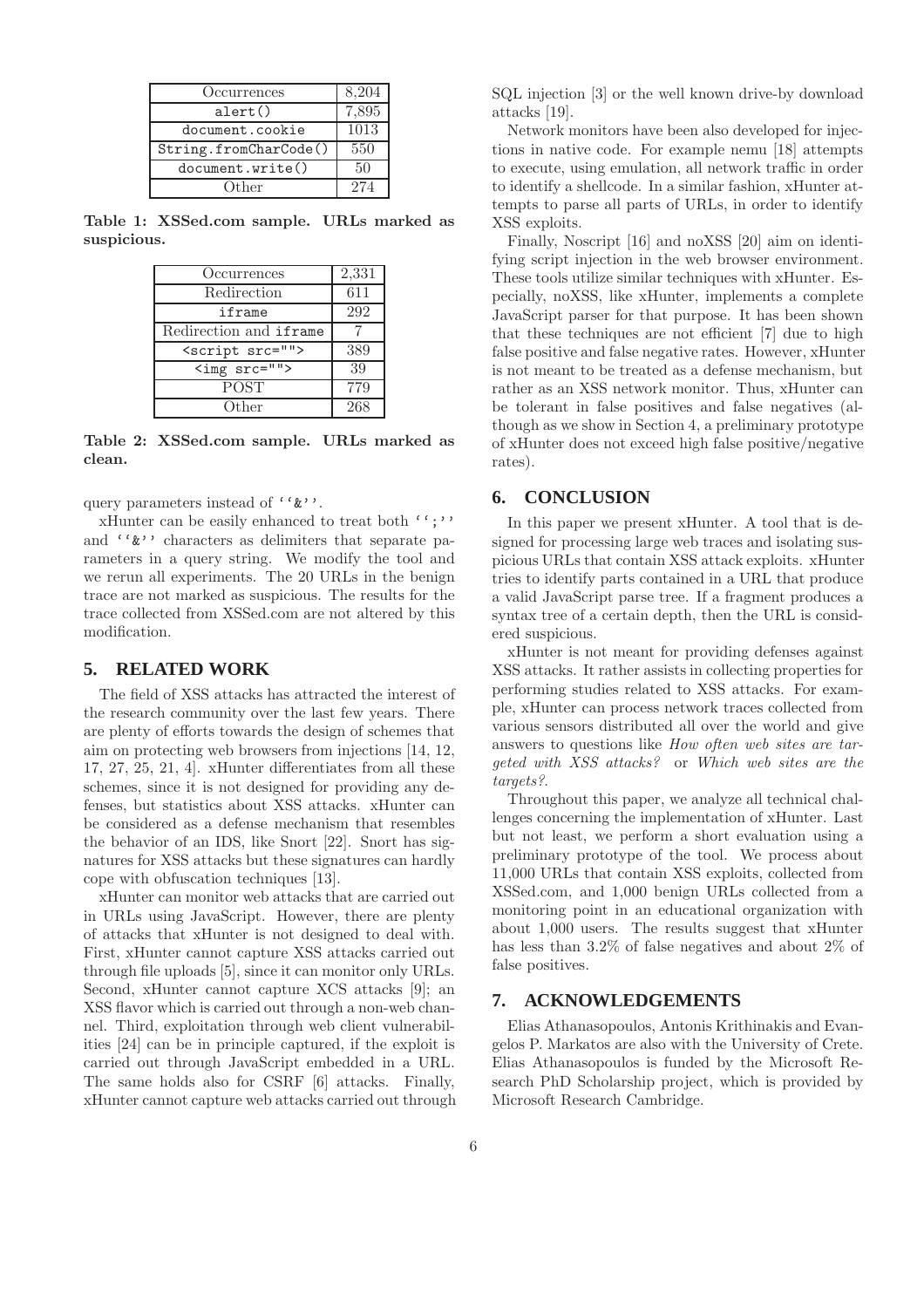| Occurrences | 8,204 |
|---|---|
| `alert()` | 7,895 |
| `document.cookie` | 1013 |
| `String.fromCharCode()` | 550 |
| `document.write()` | 50 |
| Other | 274 |

**Table 1: XSSed.com sample. URLs marked as suspicious.**

| Occurrences | 2,331 |
|---|---|
| Redirection | 611 |
| `iframe` | 292 |
| Redirection and `iframe` | 7 |
| `<script src="">` | 389 |
| `<img src="">` | 39 |
| POST | 779 |
| Other | 268 |

**Table 2: XSSed.com sample. URLs marked as clean.**

query parameters instead of `''&''`.

xHunter can be easily enhanced to treat both `'';''` and `''&''` characters as delimiters that separate parameters in a query string. We modify the tool and we rerun all experiments. The 20 URLs in the benign trace are not marked as suspicious. The results for the trace collected from XSSed.com are not altered by this modification.

## 5. RELATED WORK

The field of XSS attacks has attracted the interest of the research community over the last few years. There are plenty of efforts towards the design of schemes that aim on protecting web browsers from injections [14, 12, 17, 27, 25, 21, 4]. xHunter differentiates from all these schemes, since it is not designed for providing any defenses, but statistics about XSS attacks. xHunter can be considered as a defense mechanism that resembles the behavior of an IDS, like Snort [22]. Snort has signatures for XSS attacks but these signatures can hardly cope with obfuscation techniques [13].

xHunter can monitor web attacks that are carried out in URLs using JavaScript. However, there are plenty of attacks that xHunter is not designed to deal with. First, xHunter cannot capture XSS attacks carried out through file uploads [5], since it can monitor only URLs. Second, xHunter cannot capture XCS attacks [9]; an XSS flavor which is carried out through a non-web channel. Third, exploitation through web client vulnerabilities [24] can be in principle captured, if the exploit is carried out through JavaScript embedded in a URL. The same holds also for CSRF [6] attacks. Finally, xHunter cannot capture web attacks carried out through SQL injection [3] or the well known drive-by download attacks [19].

Network monitors have been also developed for injections in native code. For example nemu [18] attempts to execute, using emulation, all network traffic in order to identify a shellcode. In a similar fashion, xHunter attempts to parse all parts of URLs, in order to identify XSS exploits.

Finally, Noscript [16] and noXSS [20] aim on identifying script injection in the web browser environment. These tools utilize similar techniques with xHunter. Especially, noXSS, like xHunter, implements a complete JavaScript parser for that purpose. It has been shown that these techniques are not efficient [7] due to high false positive and false negative rates. However, xHunter is not meant to be treated as a defense mechanism, but rather as an XSS network monitor. Thus, xHunter can be tolerant in false positives and false negatives (although as we show in Section 4, a preliminary prototype of xHunter does not exceed high false positive/negative rates).

## 6. CONCLUSION

In this paper we present xHunter. A tool that is designed for processing large web traces and isolating suspicious URLs that contain XSS attack exploits. xHunter tries to identify parts contained in a URL that produce a valid JavaScript parse tree. If a fragment produces a syntax tree of a certain depth, then the URL is considered suspicious.

xHunter is not meant for providing defenses against XSS attacks. It rather assists in collecting properties for performing studies related to XSS attacks. For example, xHunter can process network traces collected from various sensors distributed all over the world and give answers to questions like *How often web sites are targeted with XSS attacks?* or *Which web sites are the targets?*.

Throughout this paper, we analyze all technical challenges concerning the implementation of xHunter. Last but not least, we perform a short evaluation using a preliminary prototype of the tool. We process about 11,000 URLs that contain XSS exploits, collected from XSSed.com, and 1,000 benign URLs collected from a monitoring point in an educational organization with about 1,000 users. The results suggest that xHunter has less than 3.2% of false negatives and about 2% of false positives.

## 7. ACKNOWLEDGEMENTS

Elias Athanasopoulos, Antonis Krithinakis and Evangelos P. Markatos are also with the University of Crete. Elias Athanasopoulos is funded by the Microsoft Research PhD Scholarship project, which is provided by Microsoft Research Cambridge.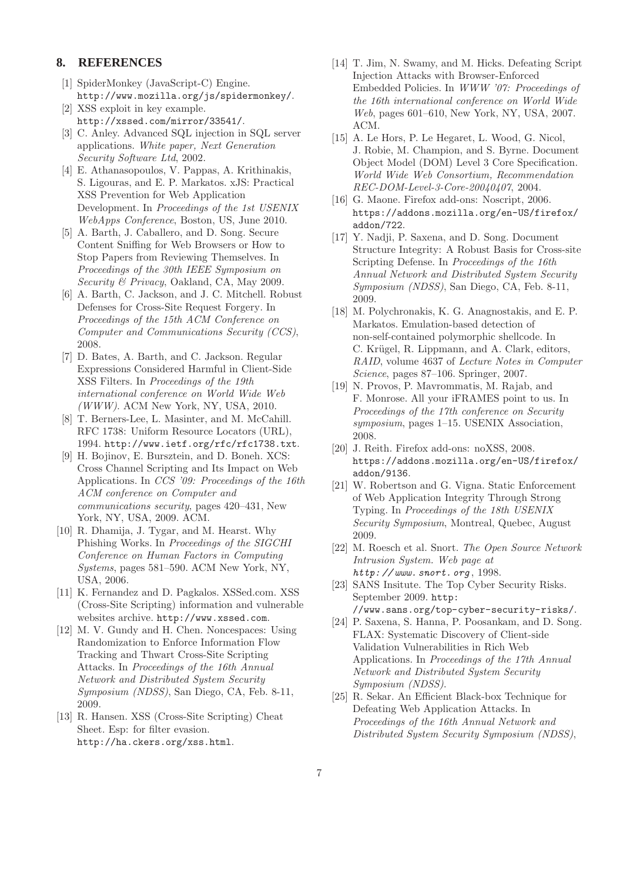## 8. REFERENCES

[1] SpiderMonkey (JavaScript-C) Engine. http://www.mozilla.org/js/spidermonkey/.

[2] XSS exploit in key example. http://xssed.com/mirror/33541/.

[3] C. Anley. Advanced SQL injection in SQL server applications. *White paper, Next Generation Security Software Ltd*, 2002.

[4] E. Athanasopoulos, V. Pappas, A. Krithinakis, S. Ligouras, and E. P. Markatos. xJS: Practical XSS Prevention for Web Application Development. In *Proceedings of the 1st USENIX WebApps Conference*, Boston, US, June 2010.

[5] A. Barth, J. Caballero, and D. Song. Secure Content Sniffing for Web Browsers or How to Stop Papers from Reviewing Themselves. In *Proceedings of the 30th IEEE Symposium on Security & Privacy*, Oakland, CA, May 2009.

[6] A. Barth, C. Jackson, and J. C. Mitchell. Robust Defenses for Cross-Site Request Forgery. In *Proceedings of the 15th ACM Conference on Computer and Communications Security (CCS)*, 2008.

[7] D. Bates, A. Barth, and C. Jackson. Regular Expressions Considered Harmful in Client-Side XSS Filters. In *Proceedings of the 19th international conference on World Wide Web (WWW)*. ACM New York, NY, USA, 2010.

[8] T. Berners-Lee, L. Masinter, and M. McCahill. RFC 1738: Uniform Resource Locators (URL), 1994. http://www.ietf.org/rfc/rfc1738.txt.

[9] H. Bojinov, E. Bursztein, and D. Boneh. XCS: Cross Channel Scripting and Its Impact on Web Applications. In *CCS '09: Proceedings of the 16th ACM conference on Computer and communications security*, pages 420–431, New York, NY, USA, 2009. ACM.

[10] R. Dhamija, J. Tygar, and M. Hearst. Why Phishing Works. In *Proceedings of the SIGCHI Conference on Human Factors in Computing Systems*, pages 581–590. ACM New York, NY, USA, 2006.

[11] K. Fernandez and D. Pagkalos. XSSed.com. XSS (Cross-Site Scripting) information and vulnerable websites archive. http://www.xssed.com.

[12] M. V. Gundy and H. Chen. Noncespaces: Using Randomization to Enforce Information Flow Tracking and Thwart Cross-Site Scripting Attacks. In *Proceedings of the 16th Annual Network and Distributed System Security Symposium (NDSS)*, San Diego, CA, Feb. 8-11, 2009.

[13] R. Hansen. XSS (Cross-Site Scripting) Cheat Sheet. Esp: for filter evasion. http://ha.ckers.org/xss.html.

[14] T. Jim, N. Swamy, and M. Hicks. Defeating Script Injection Attacks with Browser-Enforced Embedded Policies. In *WWW '07: Proceedings of the 16th international conference on World Wide Web*, pages 601–610, New York, NY, USA, 2007. ACM.

[15] A. Le Hors, P. Le Hegaret, L. Wood, G. Nicol, J. Robie, M. Champion, and S. Byrne. Document Object Model (DOM) Level 3 Core Specification. *World Wide Web Consortium, Recommendation REC-DOM-Level-3-Core-20040407*, 2004.

[16] G. Maone. Firefox add-ons: Noscript, 2006. https://addons.mozilla.org/en-US/firefox/addon/722.

[17] Y. Nadji, P. Saxena, and D. Song. Document Structure Integrity: A Robust Basis for Cross-site Scripting Defense. In *Proceedings of the 16th Annual Network and Distributed System Security Symposium (NDSS)*, San Diego, CA, Feb. 8-11, 2009.

[18] M. Polychronakis, K. G. Anagnostakis, and E. P. Markatos. Emulation-based detection of non-self-contained polymorphic shellcode. In C. Krügel, R. Lippmann, and A. Clark, editors, *RAID*, volume 4637 of *Lecture Notes in Computer Science*, pages 87–106. Springer, 2007.

[19] N. Provos, P. Mavrommatis, M. Rajab, and F. Monrose. All your iFRAMES point to us. In *Proceedings of the 17th conference on Security symposium*, pages 1–15. USENIX Association, 2008.

[20] J. Reith. Firefox add-ons: noXSS, 2008. https://addons.mozilla.org/en-US/firefox/addon/9136.

[21] W. Robertson and G. Vigna. Static Enforcement of Web Application Integrity Through Strong Typing. In *Proceedings of the 18th USENIX Security Symposium*, Montreal, Quebec, August 2009.

[22] M. Roesch et al. Snort. *The Open Source Network Intrusion System. Web page at http://www.snort.org*, 1998.

[23] SANS Insitute. The Top Cyber Security Risks. September 2009. http://www.sans.org/top-cyber-security-risks/.

[24] P. Saxena, S. Hanna, P. Poosankam, and D. Song. FLAX: Systematic Discovery of Client-side Validation Vulnerabilities in Rich Web Applications. In *Proceedings of the 17th Annual Network and Distributed System Security Symposium (NDSS)*.

[25] R. Sekar. An Efficient Black-box Technique for Defeating Web Application Attacks. In *Proceedings of the 16th Annual Network and Distributed System Security Symposium (NDSS)*,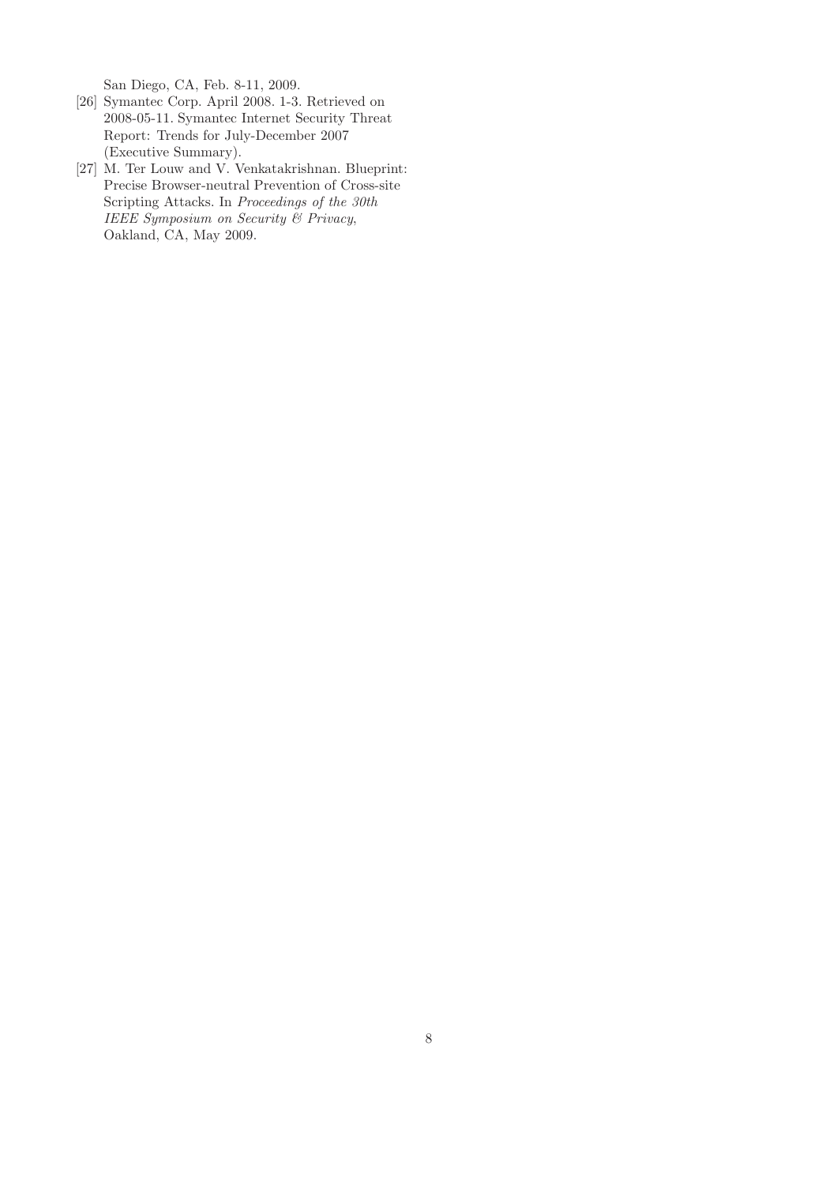San Diego, CA, Feb. 8-11, 2009.

[26] Symantec Corp. April 2008. 1-3. Retrieved on 2008-05-11. Symantec Internet Security Threat Report: Trends for July-December 2007 (Executive Summary).

[27] M. Ter Louw and V. Venkatakrishnan. Blueprint: Precise Browser-neutral Prevention of Cross-site Scripting Attacks. In *Proceedings of the 30th IEEE Symposium on Security & Privacy*, Oakland, CA, May 2009.